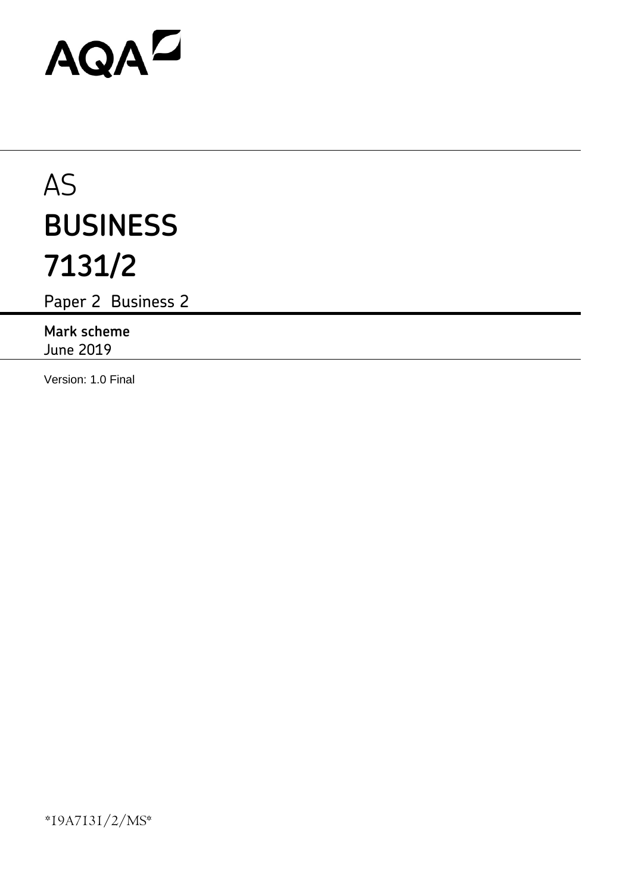AQA

# AS
# BUSINESS
# 7131/2

Paper 2 Business 2

**Mark scheme**
June 2019

Version: 1.0 Final

*19A7131/2/MS*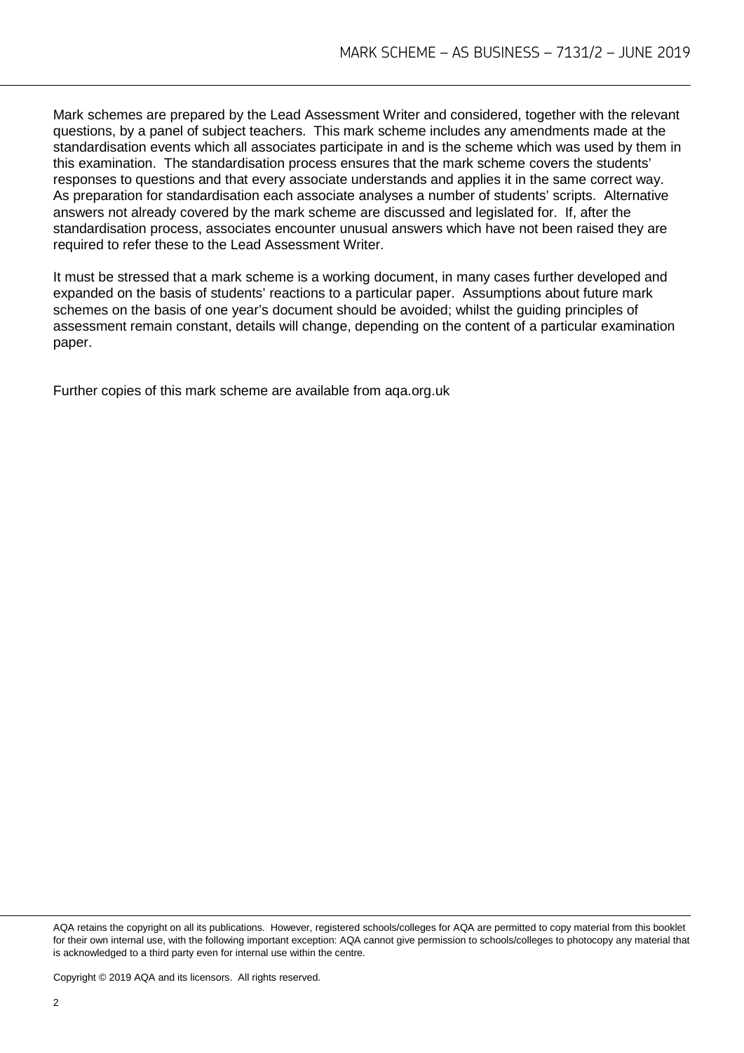Mark schemes are prepared by the Lead Assessment Writer and considered, together with the relevant questions, by a panel of subject teachers. This mark scheme includes any amendments made at the standardisation events which all associates participate in and is the scheme which was used by them in this examination. The standardisation process ensures that the mark scheme covers the students' responses to questions and that every associate understands and applies it in the same correct way. As preparation for standardisation each associate analyses a number of students' scripts. Alternative answers not already covered by the mark scheme are discussed and legislated for. If, after the standardisation process, associates encounter unusual answers which have not been raised they are required to refer these to the Lead Assessment Writer.

It must be stressed that a mark scheme is a working document, in many cases further developed and expanded on the basis of students' reactions to a particular paper. Assumptions about future mark schemes on the basis of one year's document should be avoided; whilst the guiding principles of assessment remain constant, details will change, depending on the content of a particular examination paper.

Further copies of this mark scheme are available from aqa.org.uk

AQA retains the copyright on all its publications. However, registered schools/colleges for AQA are permitted to copy material from this booklet for their own internal use, with the following important exception: AQA cannot give permission to schools/colleges to photocopy any material that is acknowledged to a third party even for internal use within the centre.

Copyright © 2019 AQA and its licensors. All rights reserved.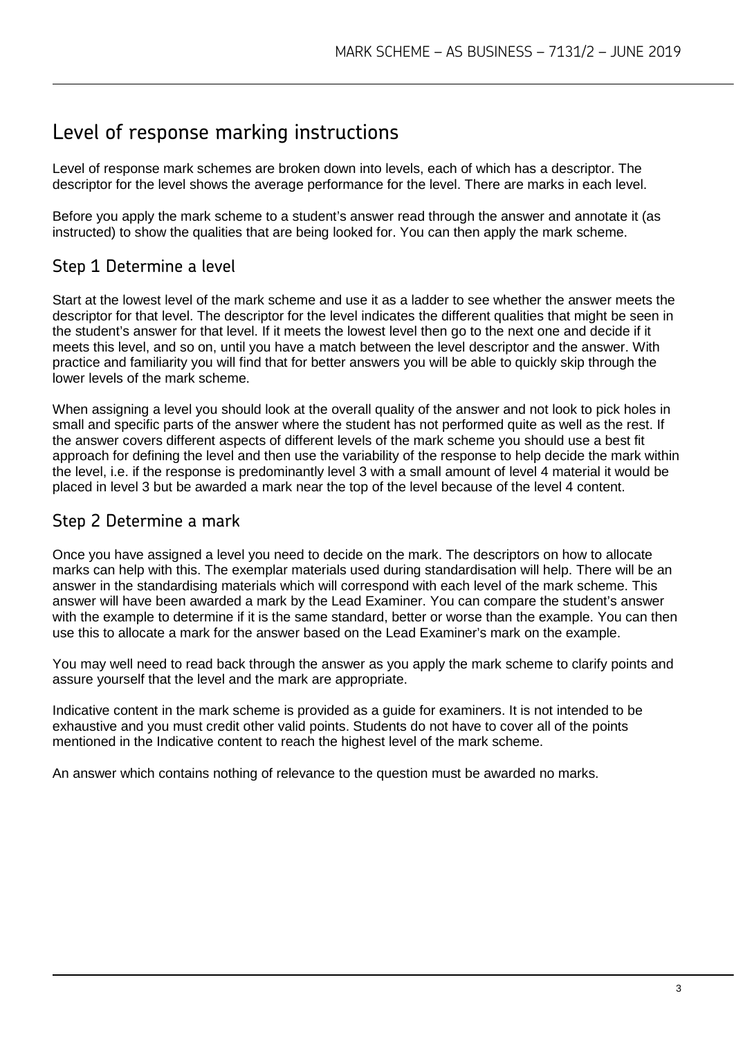# Level of response marking instructions

Level of response mark schemes are broken down into levels, each of which has a descriptor. The descriptor for the level shows the average performance for the level. There are marks in each level.

Before you apply the mark scheme to a student's answer read through the answer and annotate it (as instructed) to show the qualities that are being looked for. You can then apply the mark scheme.

## Step 1 Determine a level

Start at the lowest level of the mark scheme and use it as a ladder to see whether the answer meets the descriptor for that level. The descriptor for the level indicates the different qualities that might be seen in the student's answer for that level. If it meets the lowest level then go to the next one and decide if it meets this level, and so on, until you have a match between the level descriptor and the answer. With practice and familiarity you will find that for better answers you will be able to quickly skip through the lower levels of the mark scheme.

When assigning a level you should look at the overall quality of the answer and not look to pick holes in small and specific parts of the answer where the student has not performed quite as well as the rest. If the answer covers different aspects of different levels of the mark scheme you should use a best fit approach for defining the level and then use the variability of the response to help decide the mark within the level, i.e. if the response is predominantly level 3 with a small amount of level 4 material it would be placed in level 3 but be awarded a mark near the top of the level because of the level 4 content.

## Step 2 Determine a mark

Once you have assigned a level you need to decide on the mark. The descriptors on how to allocate marks can help with this. The exemplar materials used during standardisation will help. There will be an answer in the standardising materials which will correspond with each level of the mark scheme. This answer will have been awarded a mark by the Lead Examiner. You can compare the student's answer with the example to determine if it is the same standard, better or worse than the example. You can then use this to allocate a mark for the answer based on the Lead Examiner's mark on the example.

You may well need to read back through the answer as you apply the mark scheme to clarify points and assure yourself that the level and the mark are appropriate.

Indicative content in the mark scheme is provided as a guide for examiners. It is not intended to be exhaustive and you must credit other valid points. Students do not have to cover all of the points mentioned in the Indicative content to reach the highest level of the mark scheme.

An answer which contains nothing of relevance to the question must be awarded no marks.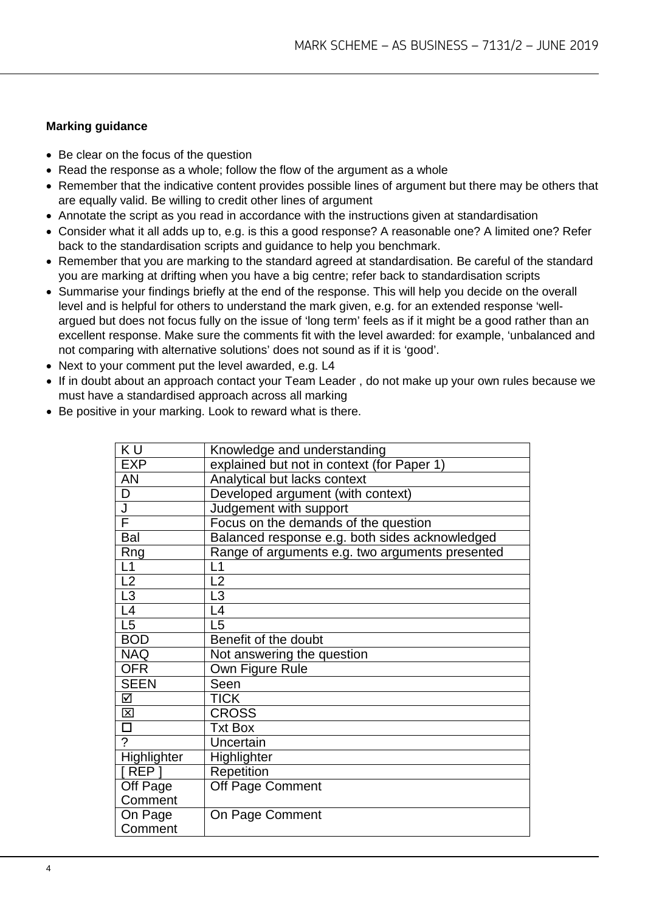**Marking guidance**

- Be clear on the focus of the question
- Read the response as a whole; follow the flow of the argument as a whole
- Remember that the indicative content provides possible lines of argument but there may be others that are equally valid. Be willing to credit other lines of argument
- Annotate the script as you read in accordance with the instructions given at standardisation
- Consider what it all adds up to, e.g. is this a good response? A reasonable one? A limited one? Refer back to the standardisation scripts and guidance to help you benchmark.
- Remember that you are marking to the standard agreed at standardisation. Be careful of the standard you are marking at drifting when you have a big centre; refer back to standardisation scripts
- Summarise your findings briefly at the end of the response. This will help you decide on the overall level and is helpful for others to understand the mark given, e.g. for an extended response 'well-argued but does not focus fully on the issue of 'long term' feels as if it might be a good rather than an excellent response. Make sure the comments fit with the level awarded: for example, 'unbalanced and not comparing with alternative solutions' does not sound as if it is 'good'.
- Next to your comment put the level awarded, e.g. L4
- If in doubt about an approach contact your Team Leader , do not make up your own rules because we must have a standardised approach across all marking
- Be positive in your marking. Look to reward what is there.

| | |
|---|---|
| K U | Knowledge and understanding |
| EXP | explained but not in context (for Paper 1) |
| AN | Analytical but lacks context |
| D | Developed argument (with context) |
| J | Judgement with support |
| F | Focus on the demands of the question |
| Bal | Balanced response e.g. both sides acknowledged |
| Rng | Range of arguments e.g. two arguments presented |
| L1 | L1 |
| L2 | L2 |
| L3 | L3 |
| L4 | L4 |
| L5 | L5 |
| BOD | Benefit of the doubt |
| NAQ | Not answering the question |
| OFR | Own Figure Rule |
| SEEN | Seen |
| ☑ | TICK |
| ☒ | CROSS |
| ☐ | Txt Box |
| ? | Uncertain |
| Highlighter | Highlighter |
| [ REP ] | Repetition |
| Off Page Comment | Off Page Comment |
| On Page Comment | On Page Comment |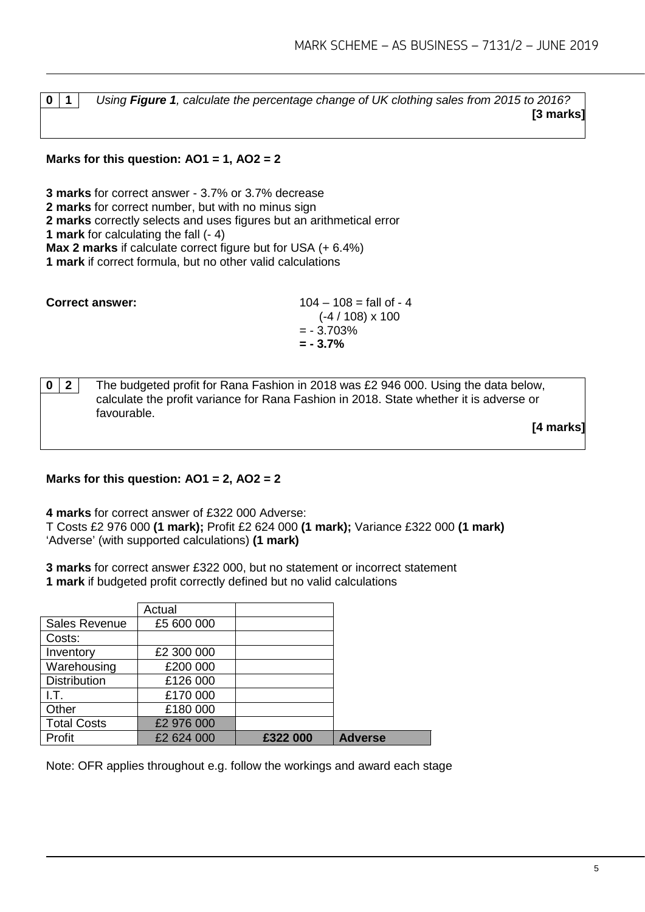| 0 | 1 | *Using **Figure 1**, calculate the percentage change of UK clothing sales from 2015 to 2016?* **[3 marks]** |
|---|---|---|

**Marks for this question: AO1 = 1, AO2 = 2**

**3 marks** for correct answer - 3.7% or 3.7% decrease
**2 marks** for correct number, but with no minus sign
**2 marks** correctly selects and uses figures but an arithmetical error
**1 mark** for calculating the fall (- 4)
**Max 2 marks** if calculate correct figure but for USA (+ 6.4%)
**1 mark** if correct formula, but no other valid calculations

**Correct answer:**

104 – 108 = fall of - 4
(-4 / 108) x 100
= - 3.703%
**= - 3.7%**

| 0 | 2 | The budgeted profit for Rana Fashion in 2018 was £2 946 000. Using the data below, calculate the profit variance for Rana Fashion in 2018. State whether it is adverse or favourable. **[4 marks]** |
|---|---|---|

**Marks for this question: AO1 = 2, AO2 = 2**

**4 marks** for correct answer of £322 000 Adverse:
T Costs £2 976 000 **(1 mark);** Profit £2 624 000 **(1 mark);** Variance £322 000 **(1 mark)**
'Adverse' (with supported calculations) **(1 mark)**

**3 marks** for correct answer £322 000, but no statement or incorrect statement
**1 mark** if budgeted profit correctly defined but no valid calculations

| | Actual | | |
|---|---|---|---|
| Sales Revenue | £5 600 000 | | |
| Costs: | | | |
| Inventory | £2 300 000 | | |
| Warehousing | £200 000 | | |
| Distribution | £126 000 | | |
| I.T. | £170 000 | | |
| Other | £180 000 | | |
| Total Costs | £2 976 000 | | |
| Profit | £2 624 000 | **£322 000** | **Adverse** |

Note: OFR applies throughout e.g. follow the workings and award each stage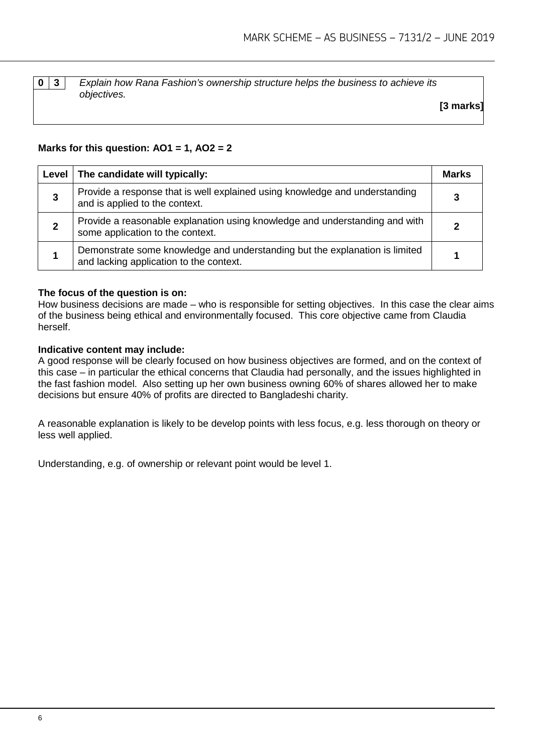| 0 | 3 | *Explain how Rana Fashion's ownership structure helps the business to achieve its objectives.* **[3 marks]** |
|---|---|---|

**Marks for this question: AO1 = 1, AO2 = 2**

| Level | The candidate will typically: | Marks |
|---|---|---|
| **3** | Provide a response that is well explained using knowledge and understanding and is applied to the context. | **3** |
| **2** | Provide a reasonable explanation using knowledge and understanding and with some application to the context. | **2** |
| **1** | Demonstrate some knowledge and understanding but the explanation is limited and lacking application to the context. | **1** |

**The focus of the question is on:**
How business decisions are made – who is responsible for setting objectives. In this case the clear aims of the business being ethical and environmentally focused. This core objective came from Claudia herself.

**Indicative content may include:**
A good response will be clearly focused on how business objectives are formed, and on the context of this case – in particular the ethical concerns that Claudia had personally, and the issues highlighted in the fast fashion model. Also setting up her own business owning 60% of shares allowed her to make decisions but ensure 40% of profits are directed to Bangladeshi charity.

A reasonable explanation is likely to be develop points with less focus, e.g. less thorough on theory or less well applied.

Understanding, e.g. of ownership or relevant point would be level 1.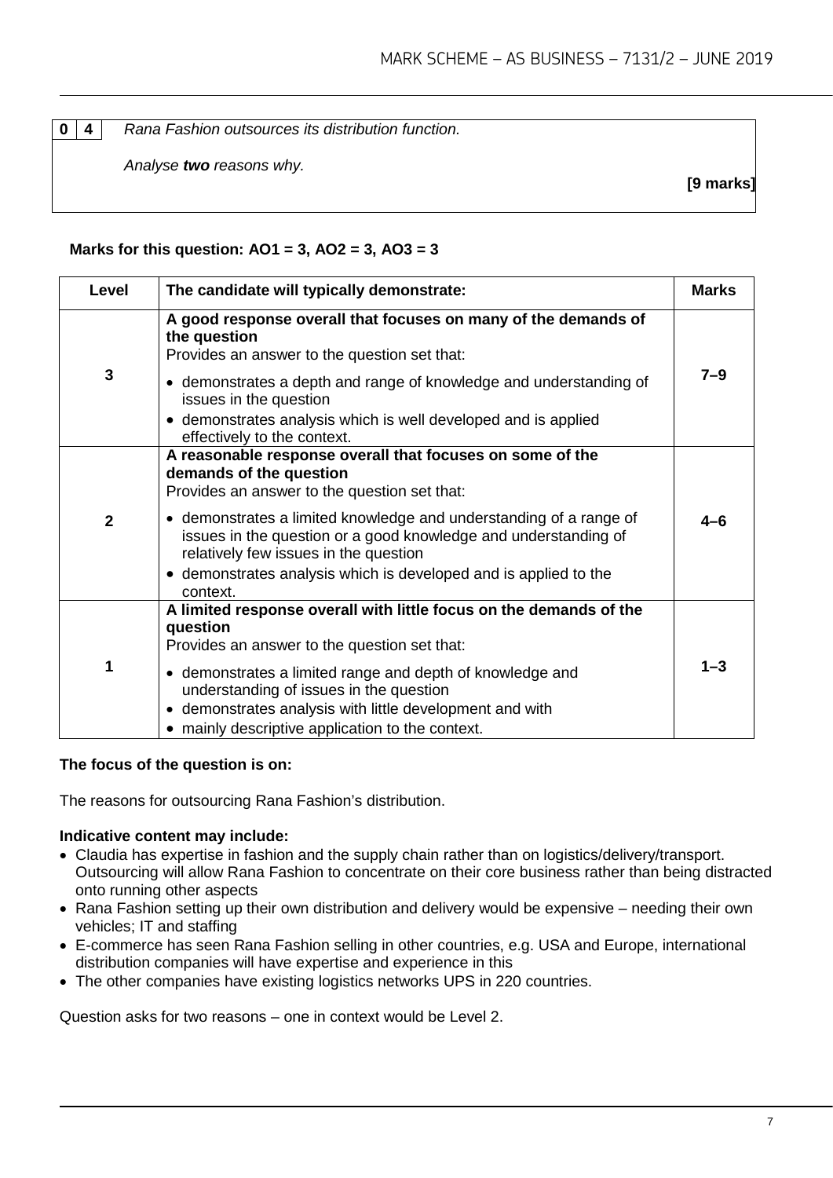**0 4** *Rana Fashion outsources its distribution function.*

*Analyse **two** reasons why.*

**[9 marks]**

**Marks for this question: AO1 = 3, AO2 = 3, AO3 = 3**

| Level | The candidate will typically demonstrate: | Marks |
|---|---|---|
| 3 | **A good response overall that focuses on many of the demands of the question**<br>Provides an answer to the question set that:<br>• demonstrates a depth and range of knowledge and understanding of issues in the question<br>• demonstrates analysis which is well developed and is applied effectively to the context. | 7–9 |
| 2 | **A reasonable response overall that focuses on some of the demands of the question**<br>Provides an answer to the question set that:<br>• demonstrates a limited knowledge and understanding of a range of issues in the question or a good knowledge and understanding of relatively few issues in the question<br>• demonstrates analysis which is developed and is applied to the context. | 4–6 |
| 1 | **A limited response overall with little focus on the demands of the question**<br>Provides an answer to the question set that:<br>• demonstrates a limited range and depth of knowledge and understanding of issues in the question<br>• demonstrates analysis with little development and with<br>• mainly descriptive application to the context. | 1–3 |

**The focus of the question is on:**

The reasons for outsourcing Rana Fashion's distribution.

**Indicative content may include:**

- Claudia has expertise in fashion and the supply chain rather than on logistics/delivery/transport. Outsourcing will allow Rana Fashion to concentrate on their core business rather than being distracted onto running other aspects
- Rana Fashion setting up their own distribution and delivery would be expensive – needing their own vehicles; IT and staffing
- E-commerce has seen Rana Fashion selling in other countries, e.g. USA and Europe, international distribution companies will have expertise and experience in this
- The other companies have existing logistics networks UPS in 220 countries.

Question asks for two reasons – one in context would be Level 2.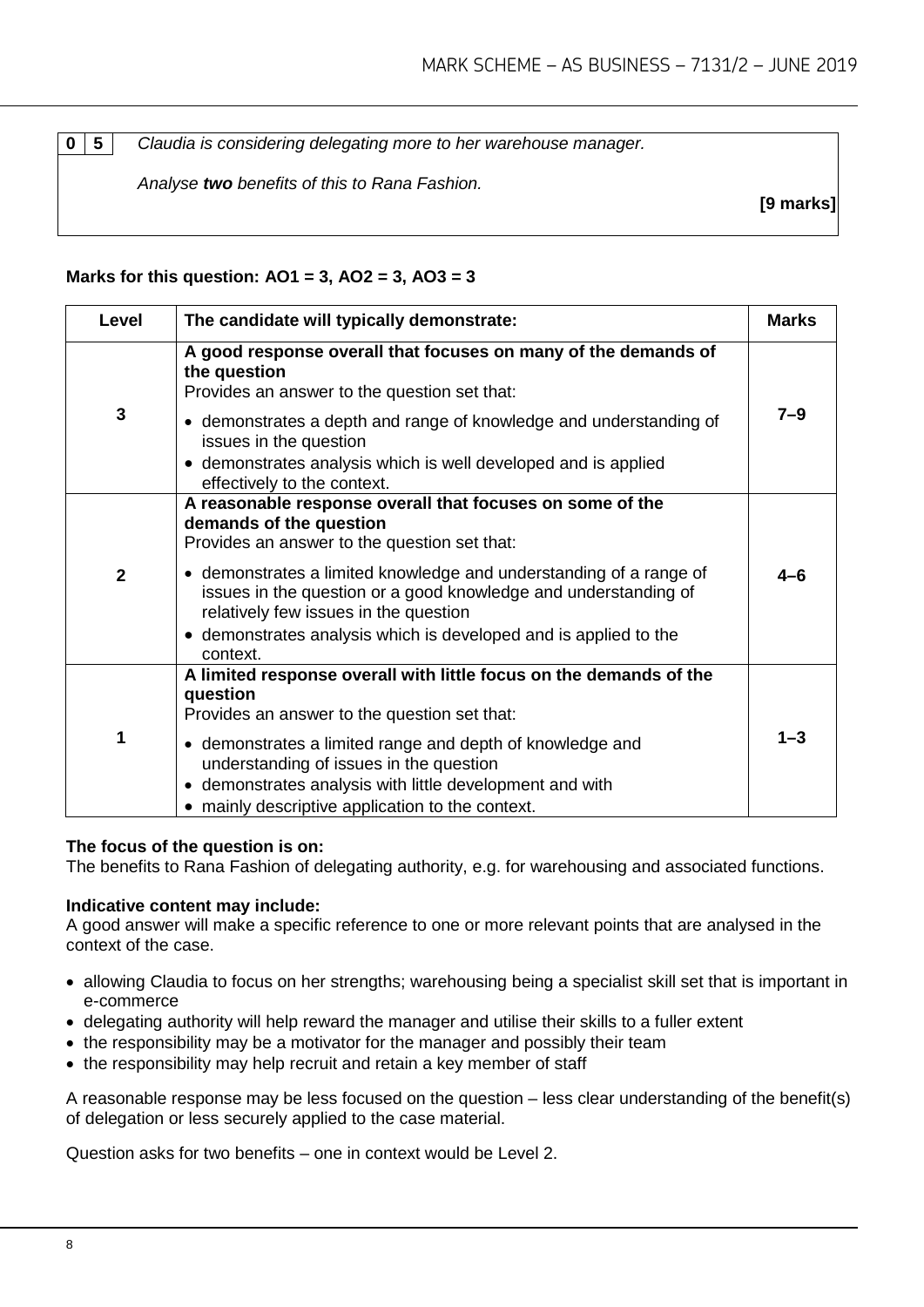| **0** | **5** | *Claudia is considering delegating more to her warehouse manager.* |
|---|---|---|
| | | *Analyse **two** benefits of this to Rana Fashion.* **[9 marks]** |

**Marks for this question: AO1 = 3, AO2 = 3, AO3 = 3**

| Level | The candidate will typically demonstrate: | Marks |
|---|---|---|
| 3 | **A good response overall that focuses on many of the demands of the question**<br>Provides an answer to the question set that:<br>• demonstrates a depth and range of knowledge and understanding of issues in the question<br>• demonstrates analysis which is well developed and is applied effectively to the context. | 7–9 |
| 2 | **A reasonable response overall that focuses on some of the demands of the question**<br>Provides an answer to the question set that:<br>• demonstrates a limited knowledge and understanding of a range of issues in the question or a good knowledge and understanding of relatively few issues in the question<br>• demonstrates analysis which is developed and is applied to the context. | 4–6 |
| 1 | **A limited response overall with little focus on the demands of the question**<br>Provides an answer to the question set that:<br>• demonstrates a limited range and depth of knowledge and understanding of issues in the question<br>• demonstrates analysis with little development and with<br>• mainly descriptive application to the context. | 1–3 |

**The focus of the question is on:**
The benefits to Rana Fashion of delegating authority, e.g. for warehousing and associated functions.

**Indicative content may include:**
A good answer will make a specific reference to one or more relevant points that are analysed in the context of the case.

- allowing Claudia to focus on her strengths; warehousing being a specialist skill set that is important in e-commerce
- delegating authority will help reward the manager and utilise their skills to a fuller extent
- the responsibility may be a motivator for the manager and possibly their team
- the responsibility may help recruit and retain a key member of staff

A reasonable response may be less focused on the question – less clear understanding of the benefit(s) of delegation or less securely applied to the case material.

Question asks for two benefits – one in context would be Level 2.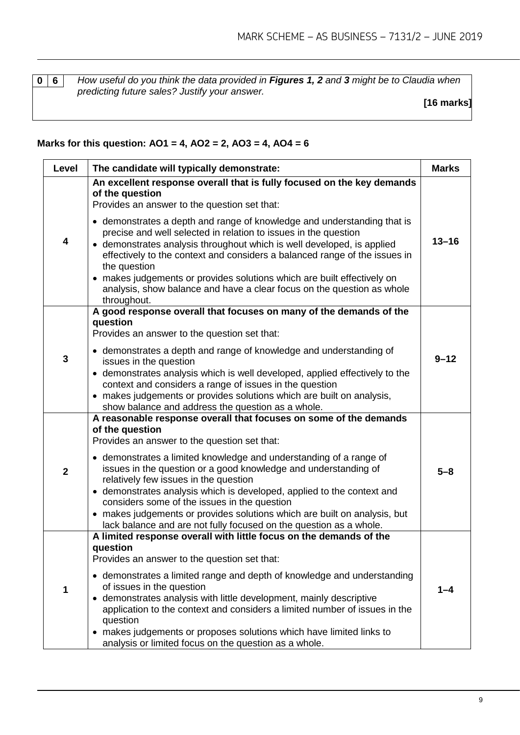| 0 6 | *How useful do you think the data provided in **Figures 1, 2** and **3** might be to Claudia when predicting future sales? Justify your answer.* **[16 marks]** |
|---|---|

**Marks for this question: AO1 = 4, AO2 = 2, AO3 = 4, AO4 = 6**

| Level | The candidate will typically demonstrate: | Marks |
|---|---|---|
| 4 | **An excellent response overall that is fully focused on the key demands of the question**<br>Provides an answer to the question set that:<br>• demonstrates a depth and range of knowledge and understanding that is precise and well selected in relation to issues in the question<br>• demonstrates analysis throughout which is well developed, is applied effectively to the context and considers a balanced range of the issues in the question<br>• makes judgements or provides solutions which are built effectively on analysis, show balance and have a clear focus on the question as whole throughout. | 13–16 |
| 3 | **A good response overall that focuses on many of the demands of the question**<br>Provides an answer to the question set that:<br>• demonstrates a depth and range of knowledge and understanding of issues in the question<br>• demonstrates analysis which is well developed, applied effectively to the context and considers a range of issues in the question<br>• makes judgements or provides solutions which are built on analysis, show balance and address the question as a whole. | 9–12 |
| 2 | **A reasonable response overall that focuses on some of the demands of the question**<br>Provides an answer to the question set that:<br>• demonstrates a limited knowledge and understanding of a range of issues in the question or a good knowledge and understanding of relatively few issues in the question<br>• demonstrates analysis which is developed, applied to the context and considers some of the issues in the question<br>• makes judgements or provides solutions which are built on analysis, but lack balance and are not fully focused on the question as a whole. | 5–8 |
| 1 | **A limited response overall with little focus on the demands of the question**<br>Provides an answer to the question set that:<br>• demonstrates a limited range and depth of knowledge and understanding of issues in the question<br>• demonstrates analysis with little development, mainly descriptive application to the context and considers a limited number of issues in the question<br>• makes judgements or proposes solutions which have limited links to analysis or limited focus on the question as a whole. | 1–4 |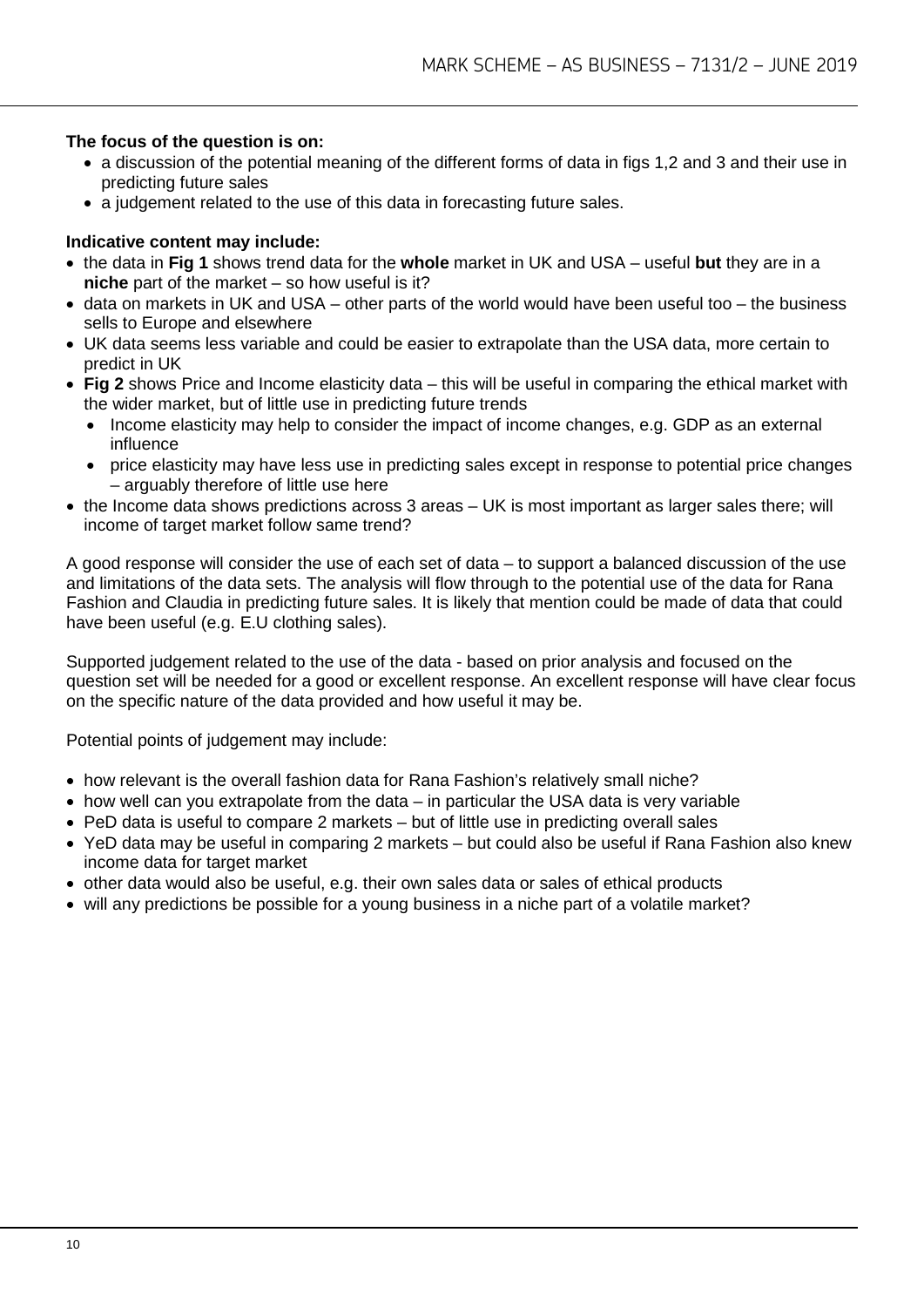**The focus of the question is on:**

- a discussion of the potential meaning of the different forms of data in figs 1,2 and 3 and their use in predicting future sales
- a judgement related to the use of this data in forecasting future sales.

**Indicative content may include:**

- the data in **Fig 1** shows trend data for the **whole** market in UK and USA – useful **but** they are in a **niche** part of the market – so how useful is it?
- data on markets in UK and USA – other parts of the world would have been useful too – the business sells to Europe and elsewhere
- UK data seems less variable and could be easier to extrapolate than the USA data, more certain to predict in UK
- **Fig 2** shows Price and Income elasticity data – this will be useful in comparing the ethical market with the wider market, but of little use in predicting future trends
  - Income elasticity may help to consider the impact of income changes, e.g. GDP as an external influence
  - price elasticity may have less use in predicting sales except in response to potential price changes – arguably therefore of little use here
- the Income data shows predictions across 3 areas – UK is most important as larger sales there; will income of target market follow same trend?

A good response will consider the use of each set of data – to support a balanced discussion of the use and limitations of the data sets. The analysis will flow through to the potential use of the data for Rana Fashion and Claudia in predicting future sales. It is likely that mention could be made of data that could have been useful (e.g. E.U clothing sales).

Supported judgement related to the use of the data - based on prior analysis and focused on the question set will be needed for a good or excellent response. An excellent response will have clear focus on the specific nature of the data provided and how useful it may be.

Potential points of judgement may include:

- how relevant is the overall fashion data for Rana Fashion's relatively small niche?
- how well can you extrapolate from the data – in particular the USA data is very variable
- PeD data is useful to compare 2 markets – but of little use in predicting overall sales
- YeD data may be useful in comparing 2 markets – but could also be useful if Rana Fashion also knew income data for target market
- other data would also be useful, e.g. their own sales data or sales of ethical products
- will any predictions be possible for a young business in a niche part of a volatile market?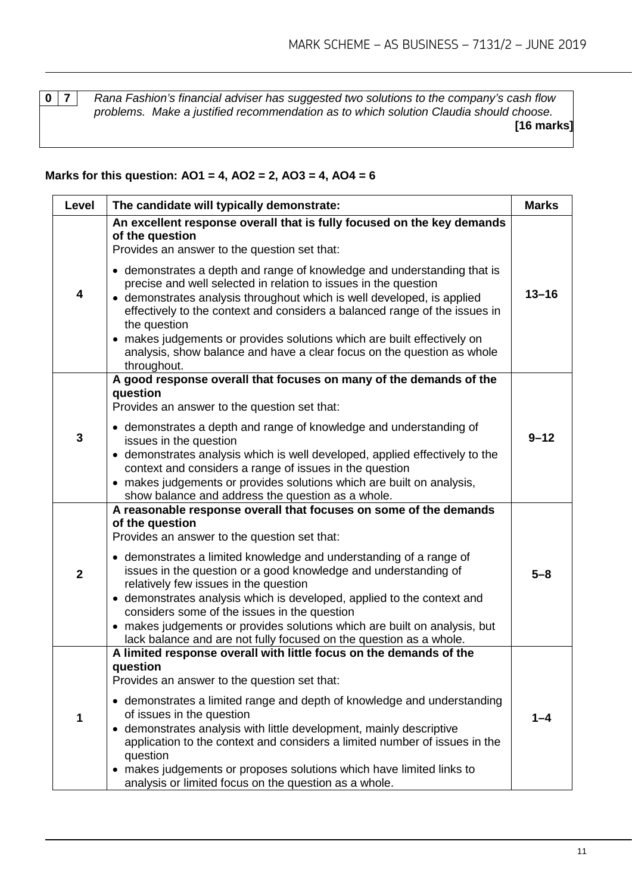| 0 | 7 | *Rana Fashion's financial adviser has suggested two solutions to the company's cash flow problems. Make a justified recommendation as to which solution Claudia should choose.* **[16 marks]** |
|---|---|---|

**Marks for this question: AO1 = 4, AO2 = 2, AO3 = 4, AO4 = 6**

| Level | The candidate will typically demonstrate: | Marks |
|---|---|---|
| 4 | **An excellent response overall that is fully focused on the key demands of the question**<br>Provides an answer to the question set that:<br>• demonstrates a depth and range of knowledge and understanding that is precise and well selected in relation to issues in the question<br>• demonstrates analysis throughout which is well developed, is applied effectively to the context and considers a balanced range of the issues in the question<br>• makes judgements or provides solutions which are built effectively on analysis, show balance and have a clear focus on the question as whole throughout. | 13–16 |
| 3 | **A good response overall that focuses on many of the demands of the question**<br>Provides an answer to the question set that:<br>• demonstrates a depth and range of knowledge and understanding of issues in the question<br>• demonstrates analysis which is well developed, applied effectively to the context and considers a range of issues in the question<br>• makes judgements or provides solutions which are built on analysis, show balance and address the question as a whole. | 9–12 |
| 2 | **A reasonable response overall that focuses on some of the demands of the question**<br>Provides an answer to the question set that:<br>• demonstrates a limited knowledge and understanding of a range of issues in the question or a good knowledge and understanding of relatively few issues in the question<br>• demonstrates analysis which is developed, applied to the context and considers some of the issues in the question<br>• makes judgements or provides solutions which are built on analysis, but lack balance and are not fully focused on the question as a whole. | 5–8 |
| 1 | **A limited response overall with little focus on the demands of the question**<br>Provides an answer to the question set that:<br>• demonstrates a limited range and depth of knowledge and understanding of issues in the question<br>• demonstrates analysis with little development, mainly descriptive application to the context and considers a limited number of issues in the question<br>• makes judgements or proposes solutions which have limited links to analysis or limited focus on the question as a whole. | 1–4 |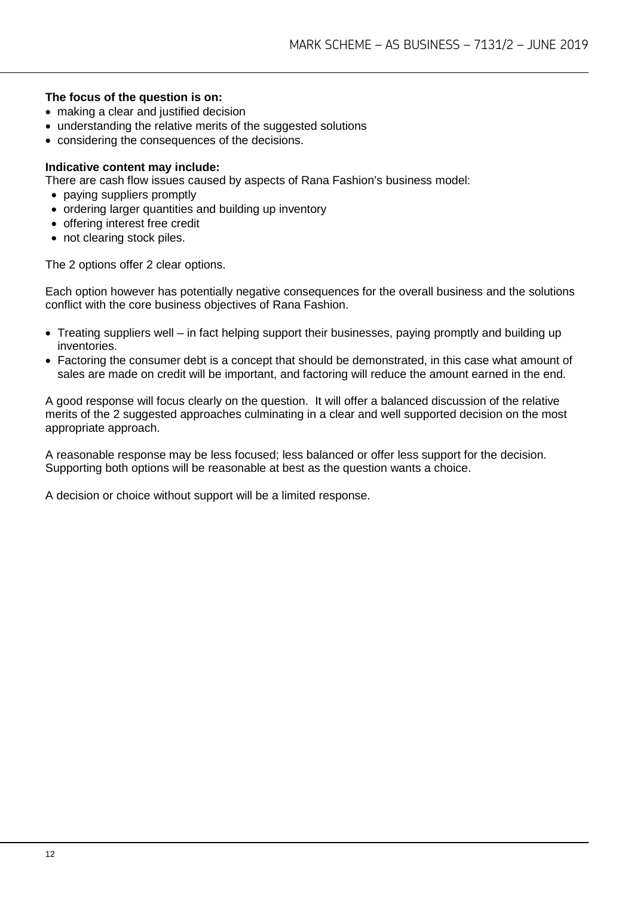**The focus of the question is on:**

- making a clear and justified decision
- understanding the relative merits of the suggested solutions
- considering the consequences of the decisions.

**Indicative content may include:**

There are cash flow issues caused by aspects of Rana Fashion's business model:

- paying suppliers promptly
- ordering larger quantities and building up inventory
- offering interest free credit
- not clearing stock piles.

The 2 options offer 2 clear options.

Each option however has potentially negative consequences for the overall business and the solutions conflict with the core business objectives of Rana Fashion.

- Treating suppliers well – in fact helping support their businesses, paying promptly and building up inventories.
- Factoring the consumer debt is a concept that should be demonstrated, in this case what amount of sales are made on credit will be important, and factoring will reduce the amount earned in the end.

A good response will focus clearly on the question. It will offer a balanced discussion of the relative merits of the 2 suggested approaches culminating in a clear and well supported decision on the most appropriate approach.

A reasonable response may be less focused; less balanced or offer less support for the decision. Supporting both options will be reasonable at best as the question wants a choice.

A decision or choice without support will be a limited response.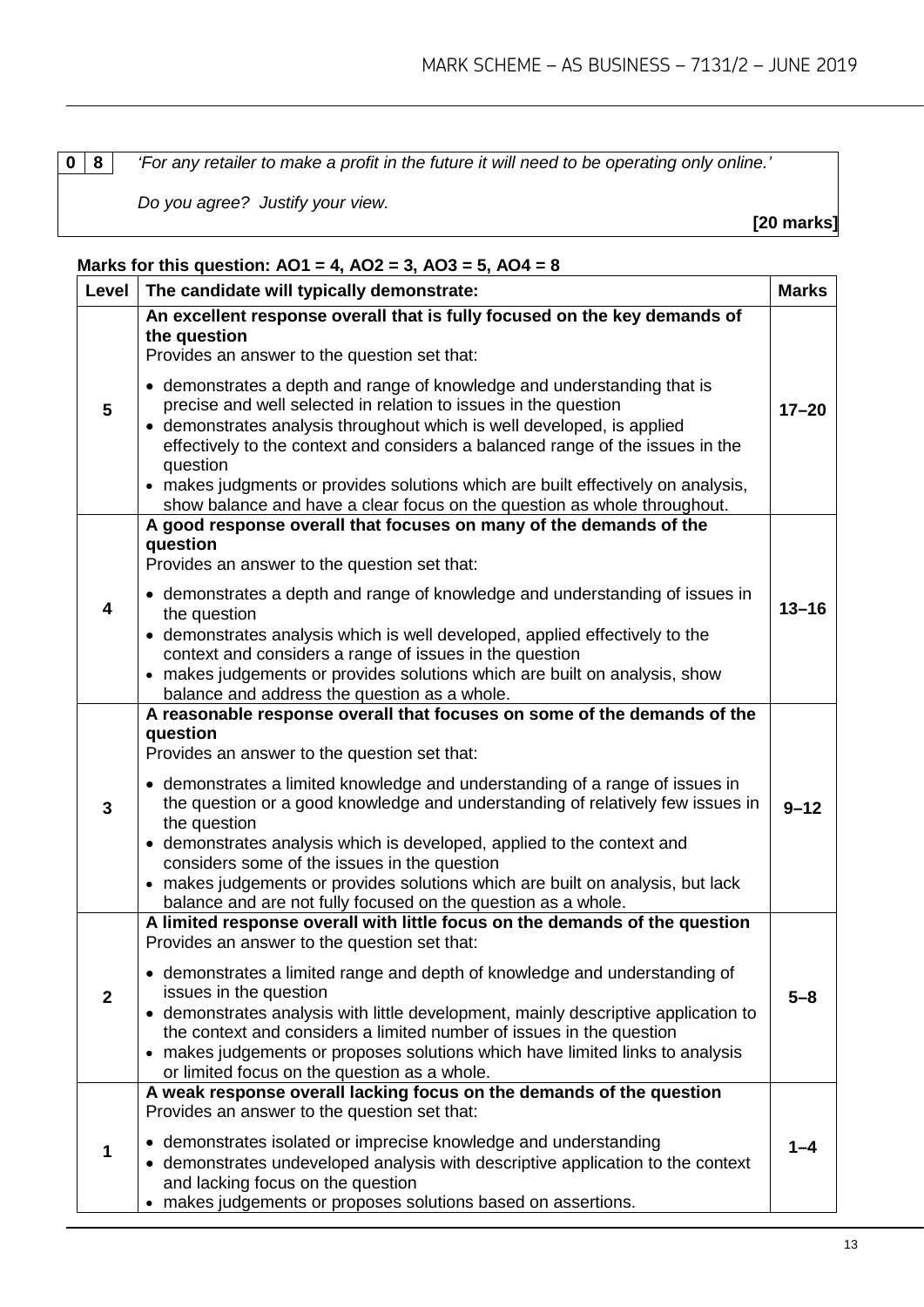| 0 8 | *'For any retailer to make a profit in the future it will need to be operating only online.'* |
|---|---|

*Do you agree? Justify your view.*

**[20 marks]**

**Marks for this question: AO1 = 4, AO2 = 3, AO3 = 5, AO4 = 8**

| Level | The candidate will typically demonstrate: | Marks |
|---|---|---|
| 5 | **An excellent response overall that is fully focused on the key demands of the question**<br>Provides an answer to the question set that:<br>• demonstrates a depth and range of knowledge and understanding that is precise and well selected in relation to issues in the question<br>• demonstrates analysis throughout which is well developed, is applied effectively to the context and considers a balanced range of the issues in the question<br>• makes judgments or provides solutions which are built effectively on analysis, show balance and have a clear focus on the question as whole throughout. | 17–20 |
| 4 | **A good response overall that focuses on many of the demands of the question**<br>Provides an answer to the question set that:<br>• demonstrates a depth and range of knowledge and understanding of issues in the question<br>• demonstrates analysis which is well developed, applied effectively to the context and considers a range of issues in the question<br>• makes judgements or provides solutions which are built on analysis, show balance and address the question as a whole. | 13–16 |
| 3 | **A reasonable response overall that focuses on some of the demands of the question**<br>Provides an answer to the question set that:<br>• demonstrates a limited knowledge and understanding of a range of issues in the question or a good knowledge and understanding of relatively few issues in the question<br>• demonstrates analysis which is developed, applied to the context and considers some of the issues in the question<br>• makes judgements or provides solutions which are built on analysis, but lack balance and are not fully focused on the question as a whole. | 9–12 |
| 2 | **A limited response overall with little focus on the demands of the question**<br>Provides an answer to the question set that:<br>• demonstrates a limited range and depth of knowledge and understanding of issues in the question<br>• demonstrates analysis with little development, mainly descriptive application to the context and considers a limited number of issues in the question<br>• makes judgements or proposes solutions which have limited links to analysis or limited focus on the question as a whole. | 5–8 |
| 1 | **A weak response overall lacking focus on the demands of the question**<br>Provides an answer to the question set that:<br>• demonstrates isolated or imprecise knowledge and understanding<br>• demonstrates undeveloped analysis with descriptive application to the context and lacking focus on the question<br>• makes judgements or proposes solutions based on assertions. | 1–4 |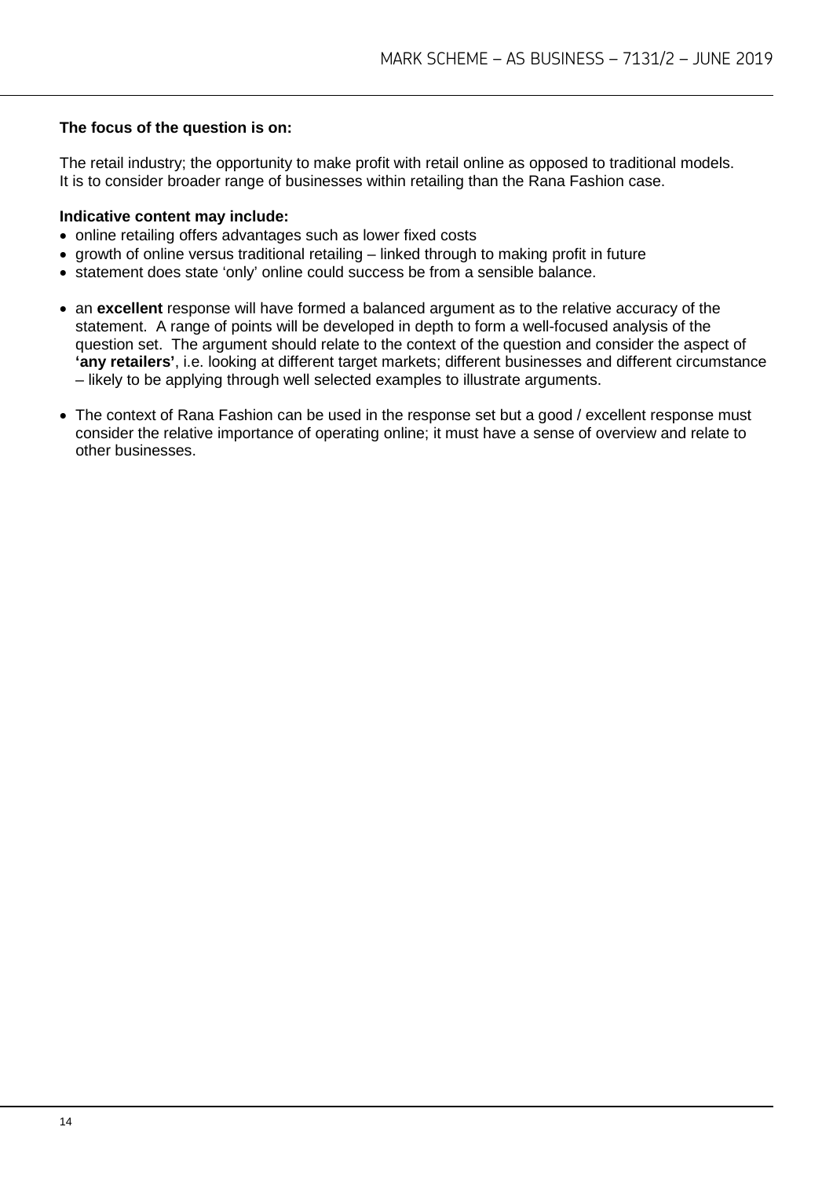**The focus of the question is on:**

The retail industry; the opportunity to make profit with retail online as opposed to traditional models. It is to consider broader range of businesses within retailing than the Rana Fashion case.

**Indicative content may include:**

- online retailing offers advantages such as lower fixed costs
- growth of online versus traditional retailing – linked through to making profit in future
- statement does state 'only' online could success be from a sensible balance.

- an **excellent** response will have formed a balanced argument as to the relative accuracy of the statement. A range of points will be developed in depth to form a well-focused analysis of the question set. The argument should relate to the context of the question and consider the aspect of **'any retailers'**, i.e. looking at different target markets; different businesses and different circumstance – likely to be applying through well selected examples to illustrate arguments.

- The context of Rana Fashion can be used in the response set but a good / excellent response must consider the relative importance of operating online; it must have a sense of overview and relate to other businesses.